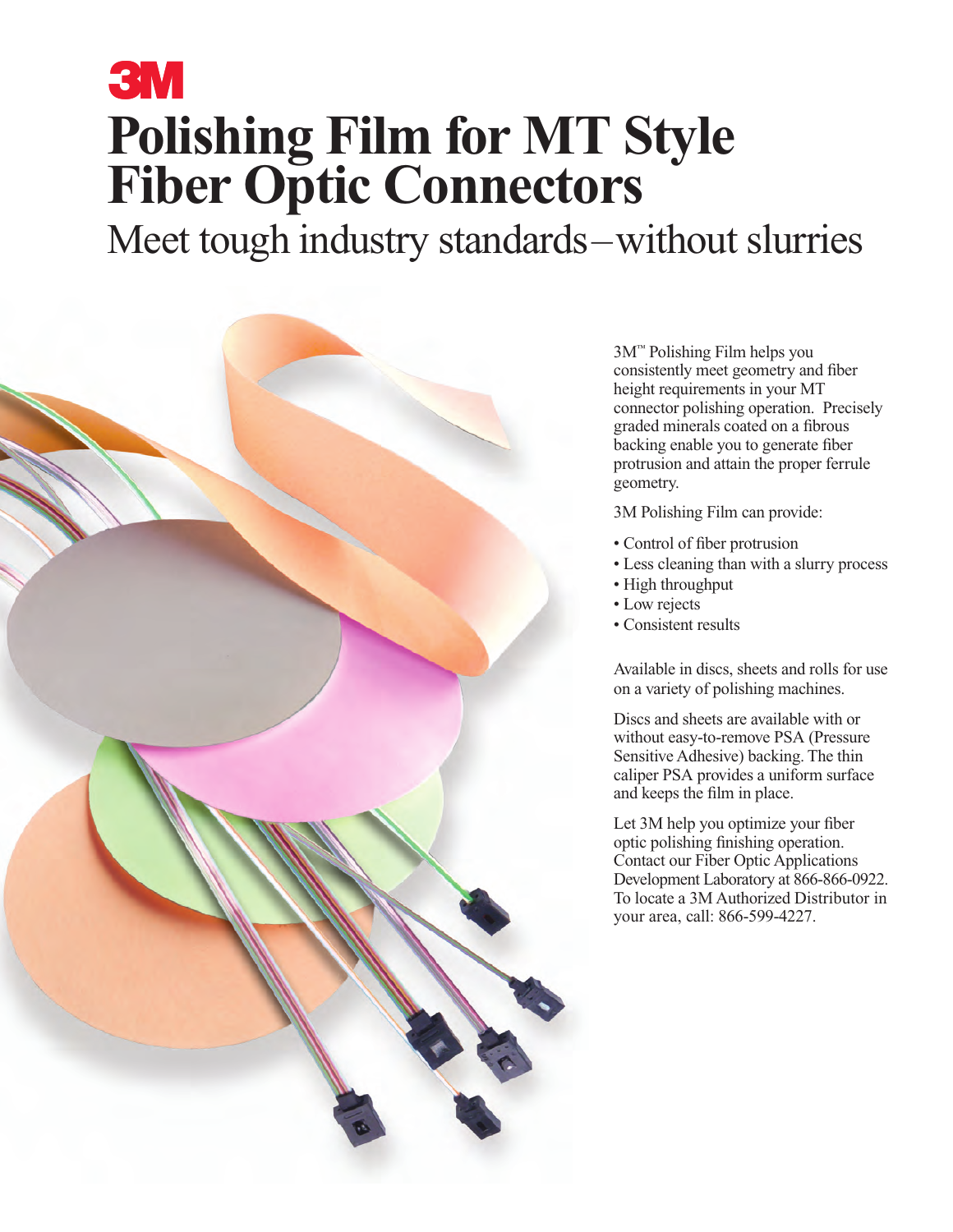3M

# Polishing Film for MT Style Fiber Optic Connectors

## Meet tough industry standards–without slurries

3M™ Polishing Film helps you consistently meet geometry and fiber height requirements in your MT connector polishing operation. Precisely graded minerals coated on a fibrous backing enable you to generate fiber protrusion and attain the proper ferrule geometry.

3M Polishing Film can provide:

- Control of fiber protrusion
- Less cleaning than with a slurry process
- High throughput
- Low rejects
- Consistent results

Available in discs, sheets and rolls for use on a variety of polishing machines.

Discs and sheets are available with or without easy-to-remove PSA (Pressure Sensitive Adhesive) backing. The thin caliper PSA provides a uniform surface and keeps the film in place.

Let 3M help you optimize your fiber optic polishing finishing operation. Contact our Fiber Optic Applications Development Laboratory at 866-866-0922. To locate a 3M Authorized Distributor in your area, call: 866-599-4227.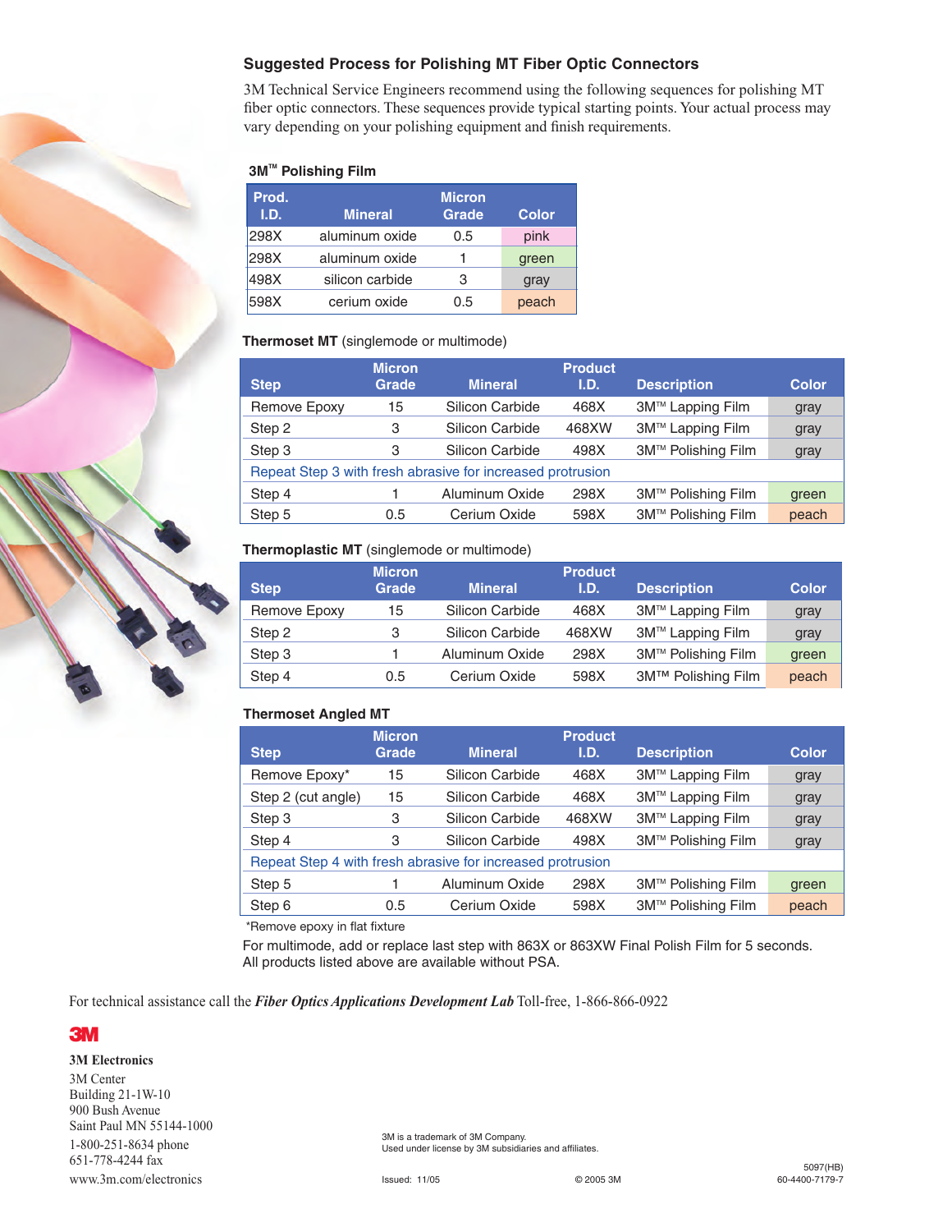## Suggested Process for Polishing MT Fiber Optic Connectors

3M Technical Service Engineers recommend using the following sequences for polishing MT fiber optic connectors. These sequences provide typical starting points. Your actual process may vary depending on your polishing equipment and finish requirements.

### 3M™ Polishing Film

| Prod. I.D. | Mineral | Micron Grade | Color |
|---|---|---|---|
| 298X | aluminum oxide | 0.5 | pink |
| 298X | aluminum oxide | 1 | green |
| 498X | silicon carbide | 3 | gray |
| 598X | cerium oxide | 0.5 | peach |

### Thermoset MT (singlemode or multimode)

| Step | Micron Grade | Mineral | Product I.D. | Description | Color |
|---|---|---|---|---|---|
| Remove Epoxy | 15 | Silicon Carbide | 468X | 3M™ Lapping Film | gray |
| Step 2 | 3 | Silicon Carbide | 468XW | 3M™ Lapping Film | gray |
| Step 3 | 3 | Silicon Carbide | 498X | 3M™ Polishing Film | gray |
| Repeat Step 3 with fresh abrasive for increased protrusion | | | | | |
| Step 4 | 1 | Aluminum Oxide | 298X | 3M™ Polishing Film | green |
| Step 5 | 0.5 | Cerium Oxide | 598X | 3M™ Polishing Film | peach |

### Thermoplastic MT (singlemode or multimode)

| Step | Micron Grade | Mineral | Product I.D. | Description | Color |
|---|---|---|---|---|---|
| Remove Epoxy | 15 | Silicon Carbide | 468X | 3M™ Lapping Film | gray |
| Step 2 | 3 | Silicon Carbide | 468XW | 3M™ Lapping Film | gray |
| Step 3 | 1 | Aluminum Oxide | 298X | 3M™ Polishing Film | green |
| Step 4 | 0.5 | Cerium Oxide | 598X | 3M™ Polishing Film | peach |

### Thermoset Angled MT

| Step | Micron Grade | Mineral | Product I.D. | Description | Color |
|---|---|---|---|---|---|
| Remove Epoxy* | 15 | Silicon Carbide | 468X | 3M™ Lapping Film | gray |
| Step 2 (cut angle) | 15 | Silicon Carbide | 468X | 3M™ Lapping Film | gray |
| Step 3 | 3 | Silicon Carbide | 468XW | 3M™ Lapping Film | gray |
| Step 4 | 3 | Silicon Carbide | 498X | 3M™ Polishing Film | gray |
| Repeat Step 4 with fresh abrasive for increased protrusion | | | | | |
| Step 5 | 1 | Aluminum Oxide | 298X | 3M™ Polishing Film | green |
| Step 6 | 0.5 | Cerium Oxide | 598X | 3M™ Polishing Film | peach |

*Remove epoxy in flat fixture

For multimode, add or replace last step with 863X or 863XW Final Polish Film for 5 seconds.
All products listed above are available without PSA.

For technical assistance call the ***Fiber Optics Applications Development Lab*** Toll-free, 1-866-866-0922

3M

**3M Electronics**
3M Center
Building 21-1W-10
900 Bush Avenue
Saint Paul MN 55144-1000
1-800-251-8634 phone
651-778-4244 fax
www.3m.com/electronics

3M is a trademark of 3M Company.
Used under license by 3M subsidiaries and affiliates.

Issued: 11/05

© 2005 3M

5097(HB)
60-4400-7179-7